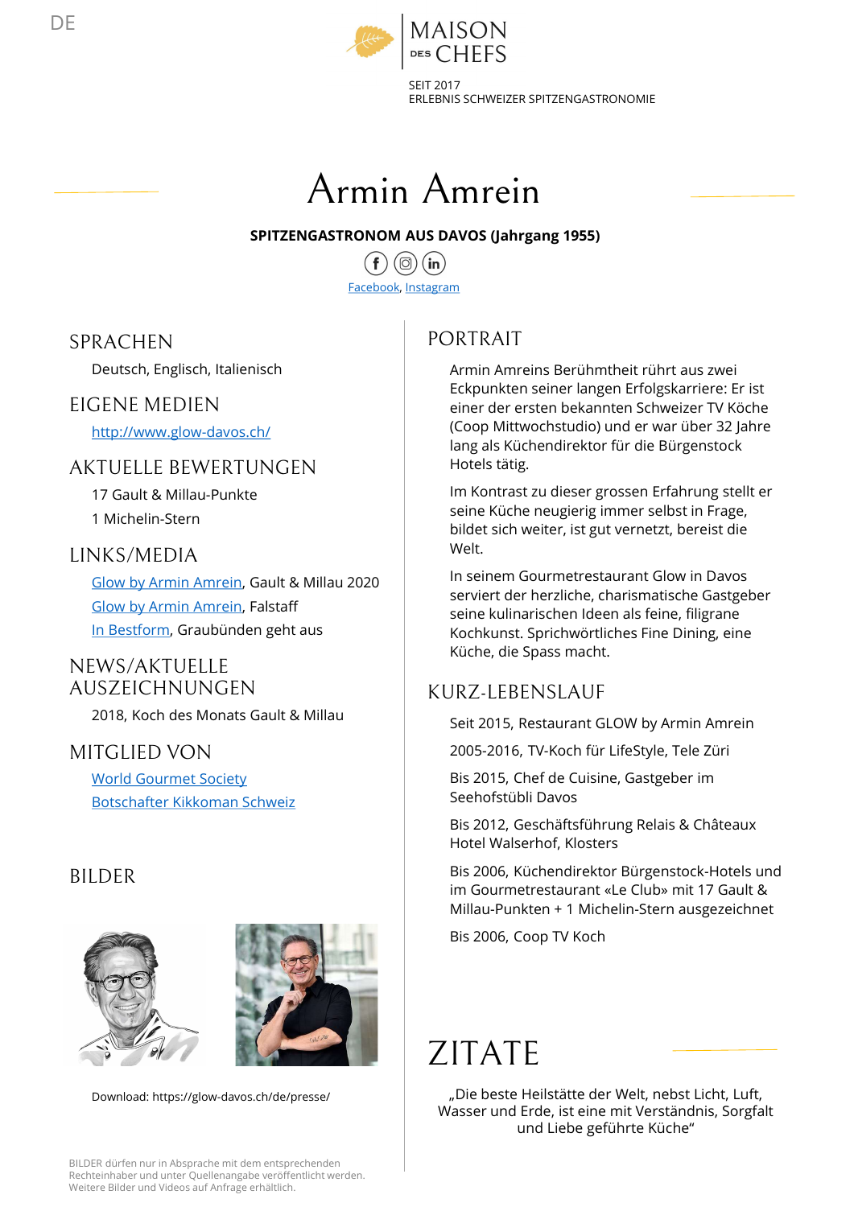DE

MAISON DES CHEFS

SEIT 2017
ERLEBNIS SCHWEIZER SPITZENGASTRONOMIE

# Armin Amrein

**SPITZENGASTRONOM AUS DAVOS (Jahrgang 1955)**

Facebook, Instagram

## SPRACHEN

Deutsch, Englisch, Italienisch

## EIGENE MEDIEN

http://www.glow-davos.ch/

## AKTUELLE BEWERTUNGEN

17 Gault & Millau-Punkte

1 Michelin-Stern

## LINKS/MEDIA

Glow by Armin Amrein, Gault & Millau 2020

Glow by Armin Amrein, Falstaff

In Bestform, Graubünden geht aus

## NEWS/AKTUELLE AUSZEICHNUNGEN

2018, Koch des Monats Gault & Millau

## MITGLIED VON

World Gourmet Society

Botschafter Kikkoman Schweiz

## BILDER

Download: https://glow-davos.ch/de/presse/

BILDER dürfen nur in Absprache mit dem entsprechenden Rechteinhaber und unter Quellenangabe veröffentlicht werden. Weitere Bilder und Videos auf Anfrage erhältlich.

## PORTRAIT

Armin Amreins Berühmtheit rührt aus zwei Eckpunkten seiner langen Erfolgskarriere: Er ist einer der ersten bekannten Schweizer TV Köche (Coop Mittwochstudio) und er war über 32 Jahre lang als Küchendirektor für die Bürgenstock Hotels tätig.

Im Kontrast zu dieser grossen Erfahrung stellt er seine Küche neugierig immer selbst in Frage, bildet sich weiter, ist gut vernetzt, bereist die Welt.

In seinem Gourmetrestaurant Glow in Davos serviert der herzliche, charismatische Gastgeber seine kulinarischen Ideen als feine, filigrane Kochkunst. Sprichwörtliches Fine Dining, eine Küche, die Spass macht.

## KURZ-LEBENSLAUF

Seit 2015, Restaurant GLOW by Armin Amrein

2005-2016, TV-Koch für LifeStyle, Tele Züri

Bis 2015, Chef de Cuisine, Gastgeber im Seehofstübli Davos

Bis 2012, Geschäftsführung Relais & Châteaux Hotel Walserhof, Klosters

Bis 2006, Küchendirektor Bürgenstock-Hotels und im Gourmetrestaurant «Le Club» mit 17 Gault & Millau-Punkten + 1 Michelin-Stern ausgezeichnet

Bis 2006, Coop TV Koch

# ZITATE

„Die beste Heilstätte der Welt, nebst Licht, Luft, Wasser und Erde, ist eine mit Verständnis, Sorgfalt und Liebe geführte Küche"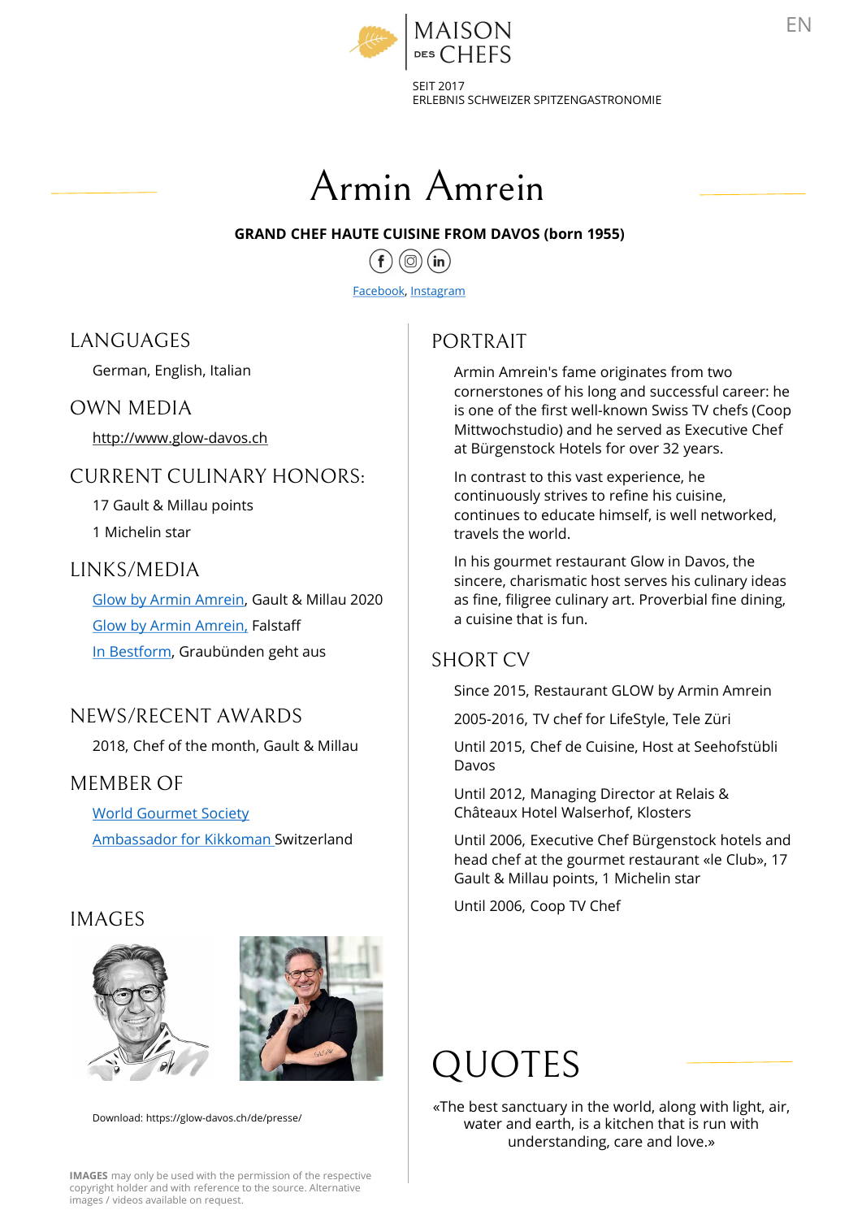MAISON DES CHEFS

SEIT 2017
ERLEBNIS SCHWEIZER SPITZENGASTRONOMIE

EN

# Armin Amrein

**GRAND CHEF HAUTE CUISINE FROM DAVOS (born 1955)**

[Facebook](), [Instagram]()

## LANGUAGES

German, English, Italian

## OWN MEDIA

http://www.glow-davos.ch

## CURRENT CULINARY HONORS:

17 Gault & Millau points

1 Michelin star

## LINKS/MEDIA

Glow by Armin Amrein, Gault & Millau 2020

Glow by Armin Amrein, Falstaff

In Bestform, Graubünden geht aus

## NEWS/RECENT AWARDS

2018, Chef of the month, Gault & Millau

## MEMBER OF

World Gourmet Society

Ambassador for Kikkoman Switzerland

## IMAGES

Download: https://glow-davos.ch/de/presse/

**IMAGES** may only be used with the permission of the respective copyright holder and with reference to the source. Alternative images / videos available on request.

## PORTRAIT

Armin Amrein's fame originates from two cornerstones of his long and successful career: he is one of the first well-known Swiss TV chefs (Coop Mittwochstudio) and he served as Executive Chef at Bürgenstock Hotels for over 32 years.

In contrast to this vast experience, he continuously strives to refine his cuisine, continues to educate himself, is well networked, travels the world.

In his gourmet restaurant Glow in Davos, the sincere, charismatic host serves his culinary ideas as fine, filigree culinary art. Proverbial fine dining, a cuisine that is fun.

## SHORT CV

Since 2015, Restaurant GLOW by Armin Amrein

2005-2016, TV chef for LifeStyle, Tele Züri

Until 2015, Chef de Cuisine, Host at Seehofstübli Davos

Until 2012, Managing Director at Relais & Châteaux Hotel Walserhof, Klosters

Until 2006, Executive Chef Bürgenstock hotels and head chef at the gourmet restaurant «le Club», 17 Gault & Millau points, 1 Michelin star

Until 2006, Coop TV Chef

# QUOTES

«The best sanctuary in the world, along with light, air, water and earth, is a kitchen that is run with understanding, care and love.»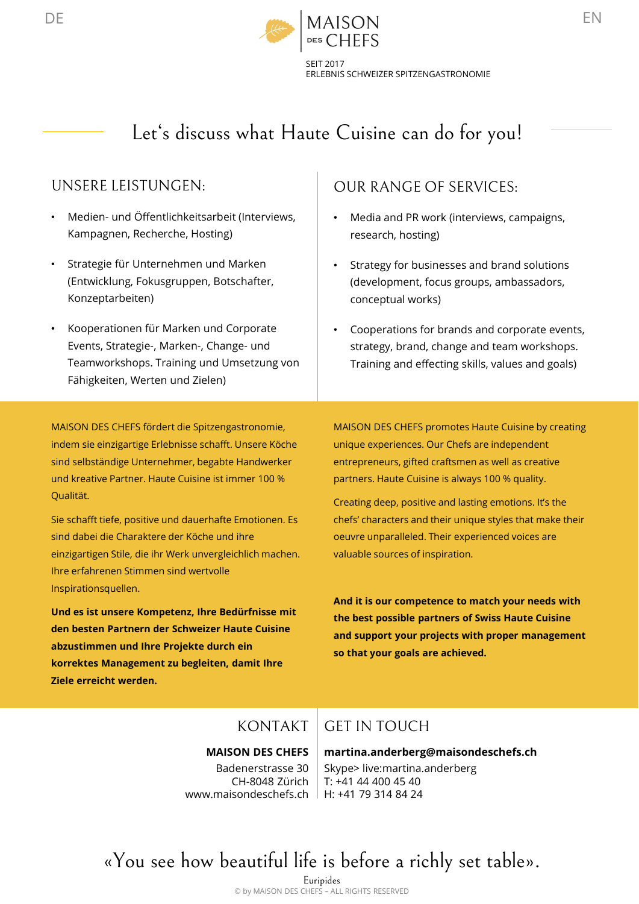DE

MAISON DES CHEFS

SEIT 2017
ERLEBNIS SCHWEIZER SPITZENGASTRONOMIE

EN

# Let's discuss what Haute Cuisine can do for you!

## UNSERE LEISTUNGEN:

- Medien- und Öffentlichkeitsarbeit (Interviews, Kampagnen, Recherche, Hosting)
- Strategie für Unternehmen und Marken (Entwicklung, Fokusgruppen, Botschafter, Konzeptarbeiten)
- Kooperationen für Marken und Corporate Events, Strategie-, Marken-, Change- und Teamworkshops. Training und Umsetzung von Fähigkeiten, Werten und Zielen)

## OUR RANGE OF SERVICES:

- Media and PR work (interviews, campaigns, research, hosting)
- Strategy for businesses and brand solutions (development, focus groups, ambassadors, conceptual works)
- Cooperations for brands and corporate events, strategy, brand, change and team workshops. Training and effecting skills, values and goals)

MAISON DES CHEFS fördert die Spitzengastronomie, indem sie einzigartige Erlebnisse schafft. Unsere Köche sind selbständige Unternehmer, begabte Handwerker und kreative Partner. Haute Cuisine ist immer 100 % Qualität.

Sie schafft tiefe, positive und dauerhafte Emotionen. Es sind dabei die Charaktere der Köche und ihre einzigartigen Stile, die ihr Werk unvergleichlich machen. Ihre erfahrenen Stimmen sind wertvolle Inspirationsquellen.

**Und es ist unsere Kompetenz, Ihre Bedürfnisse mit den besten Partnern der Schweizer Haute Cuisine abzustimmen und Ihre Projekte durch ein korrektes Management zu begleiten, damit Ihre Ziele erreicht werden.**

MAISON DES CHEFS promotes Haute Cuisine by creating unique experiences. Our Chefs are independent entrepreneurs, gifted craftsmen as well as creative partners. Haute Cuisine is always 100 % quality.

Creating deep, positive and lasting emotions. It's the chefs' characters and their unique styles that make their oeuvre unparalleled. Their experienced voices are valuable sources of inspiration.

**And it is our competence to match your needs with the best possible partners of Swiss Haute Cuisine and support your projects with proper management so that your goals are achieved.**

## KONTAKT

**MAISON DES CHEFS**
Badenerstrasse 30
CH-8048 Zürich
www.maisondeschefs.ch

## GET IN TOUCH

**martina.anderberg@maisondeschefs.ch**
Skype> live:martina.anderberg
T: +41 44 400 45 40
H: +41 79 314 84 24

«You see how beautiful life is before a richly set table».

Euripides

© by MAISON DES CHEFS – ALL RIGHTS RESERVED